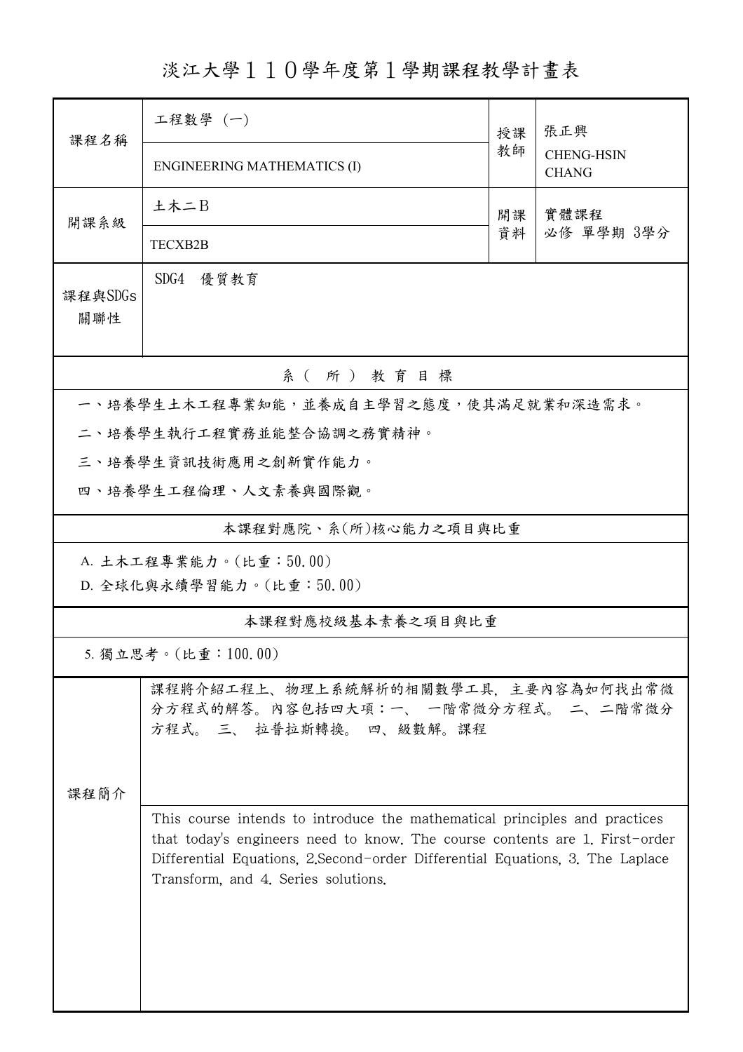# 淡江大學１１０學年度第１學期課程教學計畫表

| 課程名稱 | 工程數學 (一) | 授課教師 | 張正興 |
|---|---|---|---|
| | ENGINEERING MATHEMATICS (I) | | CHENG-HSIN CHANG |
| 開課系級 | 土木二B | 開課資料 | 實體課程<br>必修 單學期 3學分 |
| | TECXB2B | | |
| 課程與SDGs關聯性 | SDG4 優質教育 | | |

## 系（所）教育目標

一、培養學生土木工程專業知能，並養成自主學習之態度，使其滿足就業和深造需求。

二、培養學生執行工程實務並能整合協調之務實精神。

三、培養學生資訊技術應用之創新實作能力。

四、培養學生工程倫理、人文素養與國際觀。

## 本課程對應院、系(所)核心能力之項目與比重

A. 土木工程專業能力。(比重：50.00)

D. 全球化與永續學習能力。(比重：50.00)

## 本課程對應校級基本素養之項目與比重

5. 獨立思考。(比重：100.00)

## 課程簡介

課程將介紹工程上、物理上系統解析的相關數學工具, 主要內容為如何找出常微分方程式的解答。內容包括四大項：一、 一階常微分方程式。 二、二階常微分方程式。 三、 拉普拉斯轉換。 四、級數解。課程

This course intends to introduce the mathematical principles and practices that today's engineers need to know. The course contents are 1. First-order Differential Equations, 2.Second-order Differential Equations, 3. The Laplace Transform, and 4. Series solutions.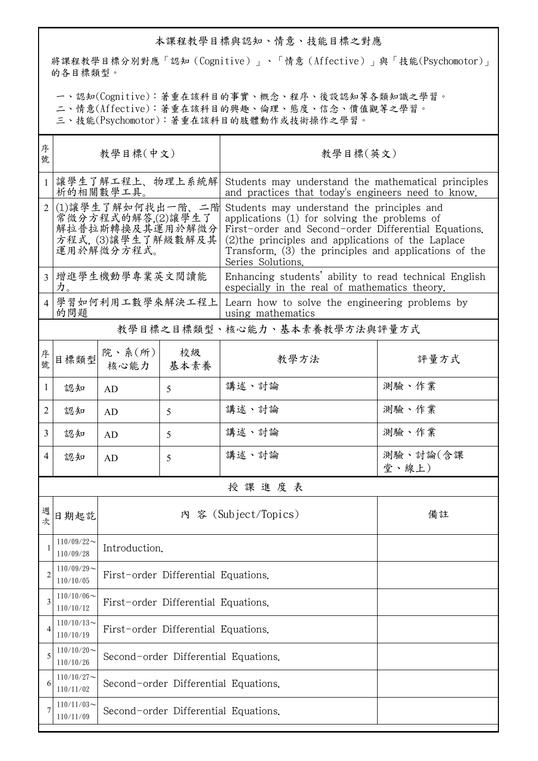本課程教學目標與認知、情意、技能目標之對應

將課程教學目標分別對應「認知（Cognitive）」、「情意（Affective）」與「技能(Psychomotor)」的各目標類型。

一、認知(Cognitive)：著重在該科目的事實、概念、程序、後設認知等各類知識之學習。
二、情意(Affective)：著重在該科目的興趣、倫理、態度、信念、價值觀等之學習。
三、技能(Psychomotor)：著重在該科目的肢體動作或技術操作之學習。

| 序號 | 教學目標(中文) | 教學目標(英文) |
|---|---|---|
| 1 | 讓學生了解工程上、物理上系統解析的相關數學工具。 | Students may understand the mathematical principles and practices that today's engineers need to know. |
| 2 | (1)讓學生了解如何找出一階、二階常微分方程式的解答,(2)讓學生了解拉普拉斯轉換及其運用於解微分方程式,(3)讓學生了解級數解及其運用於解微分方程式。 | Students may understand the principles and applications (1) for solving the problems of First-order and Second-order Differential Equations. (2)the principles and applications of the Laplace Transform, (3) the principles and applications of the Series Solutions. |
| 3 | 增進學生機動學專業英文閱讀能力。 | Enhancing students' ability to read technical English especially in the real of mathematics theory. |
| 4 | 學習如何利用工數學來解決工程上的問題 | Learn how to solve the engineering problems by using mathematics |

教學目標之目標類型、核心能力、基本素養教學方法與評量方式

| 序號 | 目標類型 | 院、系(所)核心能力 | 校級基本素養 | 教學方法 | 評量方式 |
|---|---|---|---|---|---|
| 1 | 認知 | AD | 5 | 講述、討論 | 測驗、作業 |
| 2 | 認知 | AD | 5 | 講述、討論 | 測驗、作業 |
| 3 | 認知 | AD | 5 | 講述、討論 | 測驗、作業 |
| 4 | 認知 | AD | 5 | 講述、討論 | 測驗、討論(含課堂、線上) |

授課進度表

| 週次 | 日期起訖 | 內 容 (Subject/Topics) | 備註 |
|---|---|---|---|
| 1 | 110/09/22～110/09/28 | Introduction. | |
| 2 | 110/09/29～110/10/05 | First-order Differential Equations. | |
| 3 | 110/10/06～110/10/12 | First-order Differential Equations. | |
| 4 | 110/10/13～110/10/19 | First-order Differential Equations. | |
| 5 | 110/10/20～110/10/26 | Second-order Differential Equations. | |
| 6 | 110/10/27～110/11/02 | Second-order Differential Equations. | |
| 7 | 110/11/03～110/11/09 | Second-order Differential Equations. | |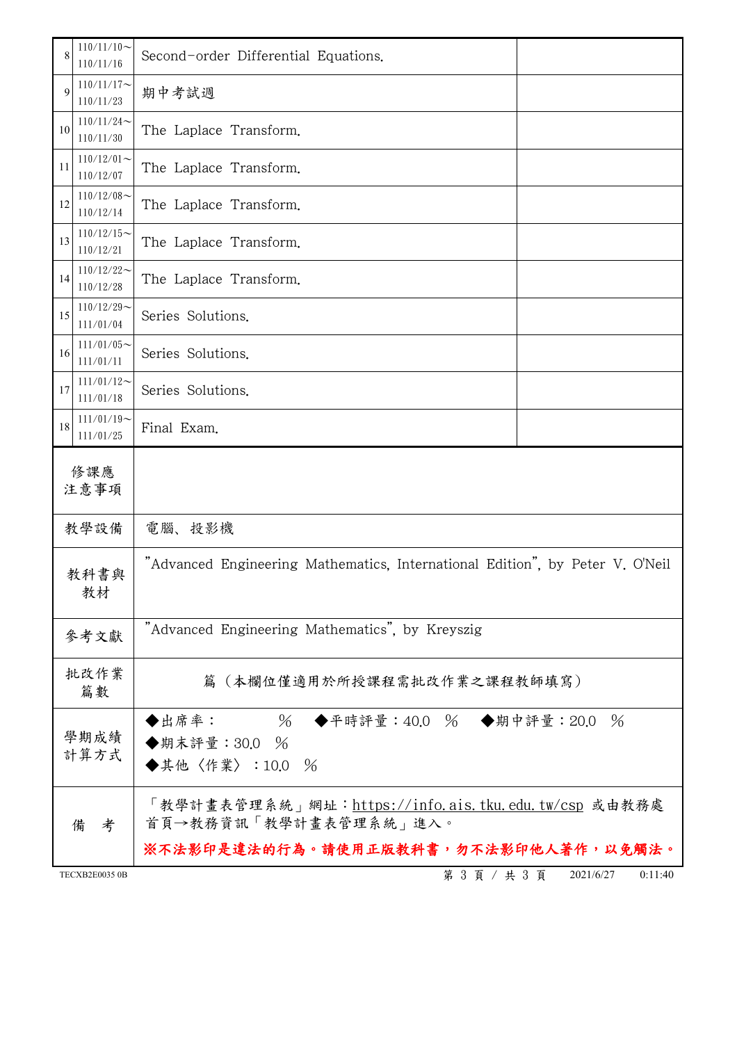| | | | |
|---|---|---|---|
| 8 | 110/11/10～<br>110/11/16 | Second-order Differential Equations. | |
| 9 | 110/11/17～<br>110/11/23 | 期中考試週 | |
| 10 | 110/11/24～<br>110/11/30 | The Laplace Transform. | |
| 11 | 110/12/01～<br>110/12/07 | The Laplace Transform. | |
| 12 | 110/12/08～<br>110/12/14 | The Laplace Transform. | |
| 13 | 110/12/15～<br>110/12/21 | The Laplace Transform. | |
| 14 | 110/12/22～<br>110/12/28 | The Laplace Transform. | |
| 15 | 110/12/29～<br>111/01/04 | Series Solutions. | |
| 16 | 111/01/05～<br>111/01/11 | Series Solutions. | |
| 17 | 111/01/12～<br>111/01/18 | Series Solutions. | |
| 18 | 111/01/19～<br>111/01/25 | Final Exam. | |

| | |
|---|---|
| 修課應注意事項 | |
| 教學設備 | 電腦、投影機 |
| 教科書與教材 | "Advanced Engineering Mathematics, International Edition", by Peter V. O'Neil |
| 參考文獻 | "Advanced Engineering Mathematics", by Kreyszig |
| 批改作業篇數 | 篇（本欄位僅適用於所授課程需批改作業之課程教師填寫） |
| 學期成績計算方式 | ◆出席率： ％ ◆平時評量：40.0 ％ ◆期中評量：20.0 ％<br>◆期末評量：30.0 ％<br>◆其他〈作業〉：10.0 ％ |
| 備　考 | 「教學計畫表管理系統」網址：https://info.ais.tku.edu.tw/csp 或由教務處首頁→教務資訊「教學計畫表管理系統」進入。<br>**※不法影印是違法的行為。請使用正版教科書，勿不法影印他人著作，以免觸法。** |

TECXB2E0035 0B　　2021/6/27　0:11:40